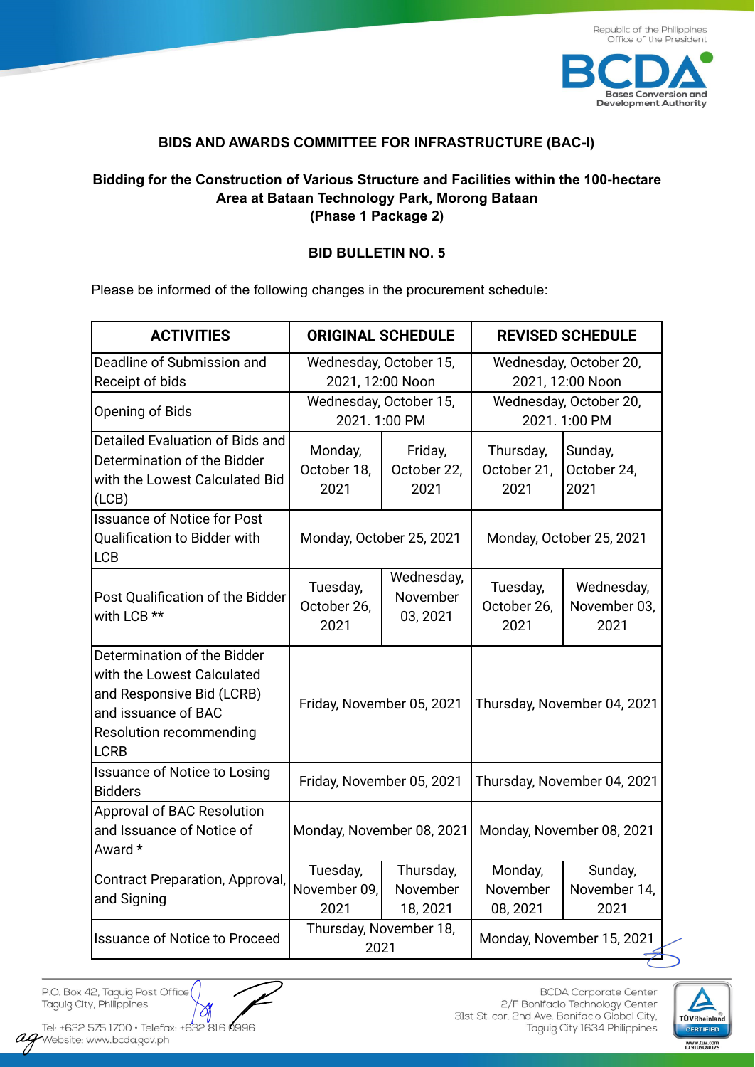Republic of the Philippines
Office of the President

**BCDA** Bases Conversion and Development Authority

## BIDS AND AWARDS COMMITTEE FOR INFRASTRUCTURE (BAC-I)

### Bidding for the Construction of Various Structure and Facilities within the 100-hectare Area at Bataan Technology Park, Morong Bataan (Phase 1 Package 2)

### BID BULLETIN NO. 5

Please be informed of the following changes in the procurement schedule:

| ACTIVITIES | ORIGINAL SCHEDULE | | REVISED SCHEDULE | |
|---|---|---|---|---|
| Deadline of Submission and Receipt of bids | Wednesday, October 15, 2021, 12:00 Noon | | Wednesday, October 20, 2021, 12:00 Noon | |
| Opening of Bids | Wednesday, October 15, 2021. 1:00 PM | | Wednesday, October 20, 2021. 1:00 PM | |
| Detailed Evaluation of Bids and Determination of the Bidder with the Lowest Calculated Bid (LCB) | Monday, October 18, 2021 | Friday, October 22, 2021 | Thursday, October 21, 2021 | Sunday, October 24, 2021 |
| Issuance of Notice for Post Qualification to Bidder with LCB | Monday, October 25, 2021 | | Monday, October 25, 2021 | |
| Post Qualification of the Bidder with LCB ** | Tuesday, October 26, 2021 | Wednesday, November 03, 2021 | Tuesday, October 26, 2021 | Wednesday, November 03, 2021 |
| Determination of the Bidder with the Lowest Calculated and Responsive Bid (LCRB) and issuance of BAC Resolution recommending LCRB | Friday, November 05, 2021 | | Thursday, November 04, 2021 | |
| Issuance of Notice to Losing Bidders | Friday, November 05, 2021 | | Thursday, November 04, 2021 | |
| Approval of BAC Resolution and Issuance of Notice of Award * | Monday, November 08, 2021 | | Monday, November 08, 2021 | |
| Contract Preparation, Approval, and Signing | Tuesday, November 09, 2021 | Thursday, November 18, 2021 | Monday, November 08, 2021 | Sunday, November 14, 2021 |
| Issuance of Notice to Proceed | Thursday, November 18, 2021 | | Monday, November 15, 2021 | |

P.O. Box 42, Taguig Post Office
Taguig City, Philippines
Tel: +632 575 1700 • Telefax: +632 816 0996
Website: www.bcda.gov.ph

BCDA Corporate Center
2/F Bonifacio Technology Center
31st St. cor. 2nd Ave. Bonifacio Global City,
Taguig City 1634 Philippines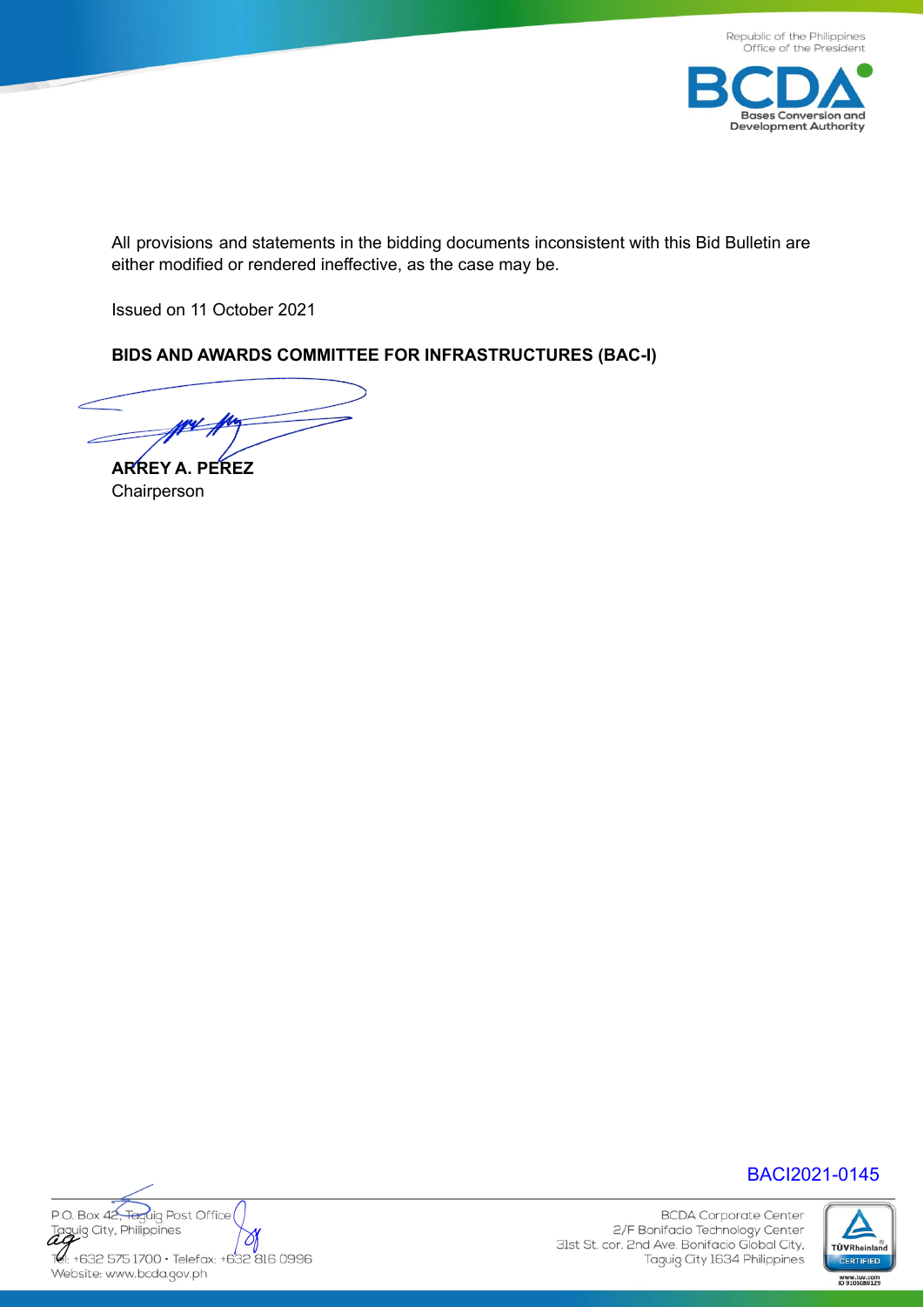All provisions and statements in the bidding documents inconsistent with this Bid Bulletin are either modified or rendered ineffective, as the case may be.

Issued on 11 October 2021

**BIDS AND AWARDS COMMITTEE FOR INFRASTRUCTURES (BAC-I)**

**ARREY A. PEREZ**
Chairperson

BACI2021-0145